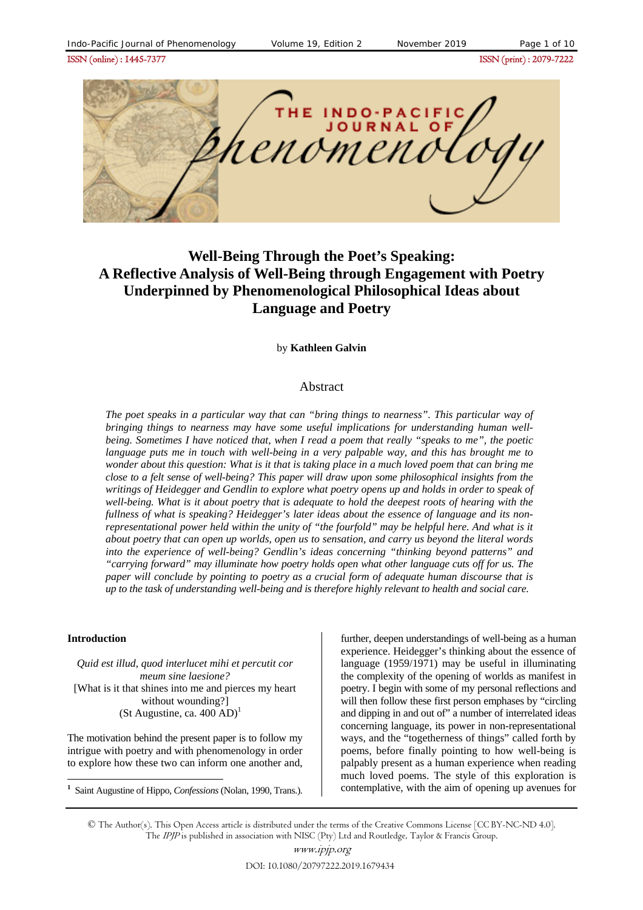# Well-Being Through the Poet's Speaking: A Reflective Analysis of Well-Being through Engagement with Poetry Underpinned by Phenomenological Philosophical Ideas about Language and Poetry

by **Kathleen Galvin**

## Abstract

*The poet speaks in a particular way that can "bring things to nearness". This particular way of bringing things to nearness may have some useful implications for understanding human well-being. Sometimes I have noticed that, when I read a poem that really "speaks to me", the poetic language puts me in touch with well-being in a very palpable way, and this has brought me to wonder about this question: What is it that is taking place in a much loved poem that can bring me close to a felt sense of well-being? This paper will draw upon some philosophical insights from the writings of Heidegger and Gendlin to explore what poetry opens up and holds in order to speak of well-being. What is it about poetry that is adequate to hold the deepest roots of hearing with the fullness of what is speaking? Heidegger's later ideas about the essence of language and its non-representational power held within the unity of "the fourfold" may be helpful here. And what is it about poetry that can open up worlds, open us to sensation, and carry us beyond the literal words into the experience of well-being? Gendlin's ideas concerning "thinking beyond patterns" and "carrying forward" may illuminate how poetry holds open what other language cuts off for us. The paper will conclude by pointing to poetry as a crucial form of adequate human discourse that is up to the task of understanding well-being and is therefore highly relevant to health and social care.*

### Introduction

*Quid est illud, quod interlucet mihi et percutit cor meum sine laesione?*
[What is it that shines into me and pierces my heart without wounding?]
(St Augustine, ca. 400 AD)[1]

The motivation behind the present paper is to follow my intrigue with poetry and with phenomenology in order to explore how these two can inform one another and, further, deepen understandings of well-being as a human experience. Heidegger's thinking about the essence of language (1959/1971) may be useful in illuminating the complexity of the opening of worlds as manifest in poetry. I begin with some of my personal reflections and will then follow these first person emphases by "circling and dipping in and out of" a number of interrelated ideas concerning language, its power in non-representational ways, and the "togetherness of things" called forth by poems, before finally pointing to how well-being is palpably present as a human experience when reading much loved poems. The style of this exploration is contemplative, with the aim of opening up avenues for

[1] Saint Augustine of Hippo, *Confessions* (Nolan, 1990, Trans.).

© The Author(s). This Open Access article is distributed under the terms of the Creative Commons License [CC BY-NC-ND 4.0]. The *IPJP* is published in association with NISC (Pty) Ltd and Routledge, Taylor & Francis Group.

www.ipjp.org

DOI: 10.1080/20797222.2019.1679434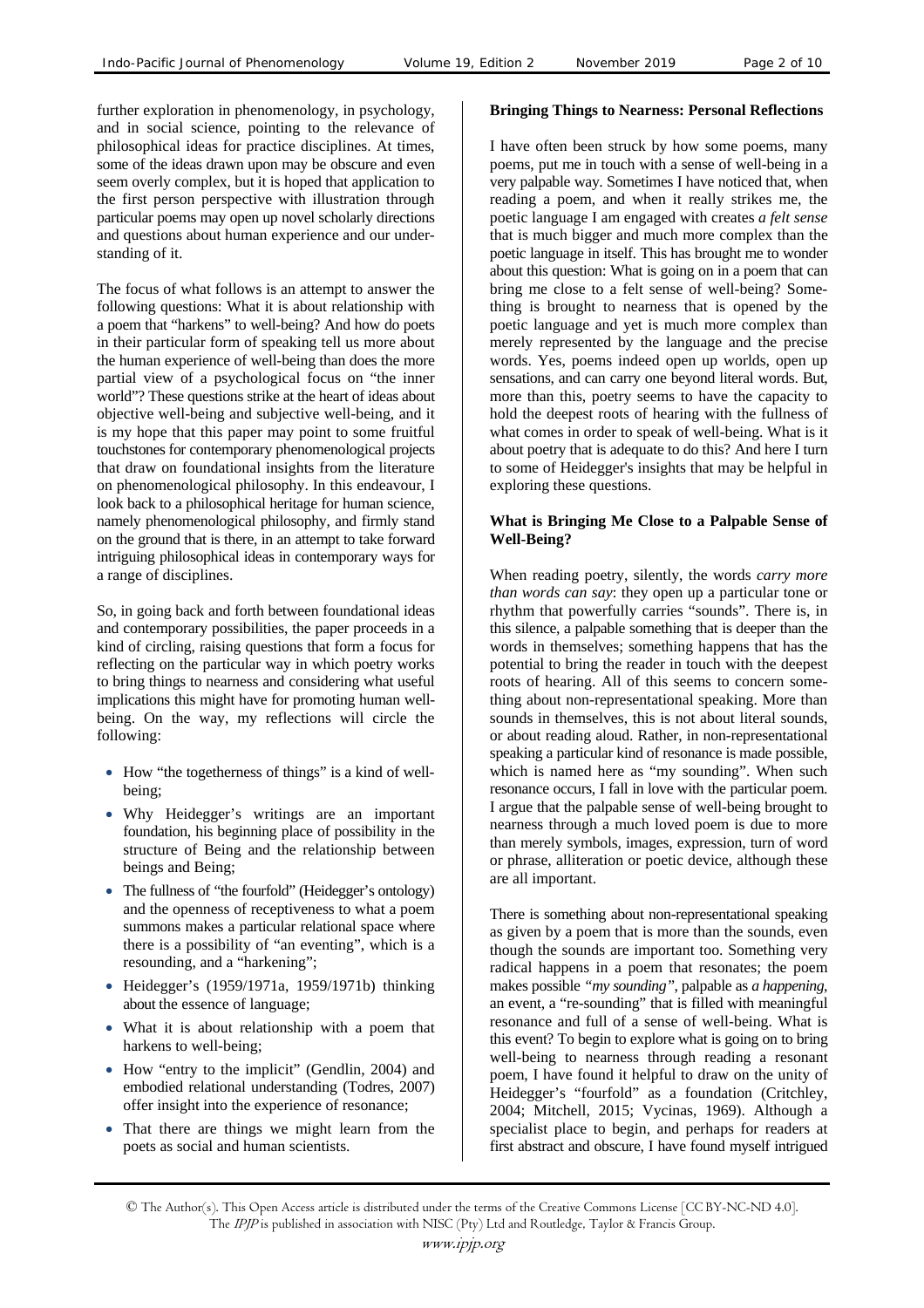further exploration in phenomenology, in psychology, and in social science, pointing to the relevance of philosophical ideas for practice disciplines. At times, some of the ideas drawn upon may be obscure and even seem overly complex, but it is hoped that application to the first person perspective with illustration through particular poems may open up novel scholarly directions and questions about human experience and our understanding of it.

The focus of what follows is an attempt to answer the following questions: What it is about relationship with a poem that "harkens" to well-being? And how do poets in their particular form of speaking tell us more about the human experience of well-being than does the more partial view of a psychological focus on "the inner world"? These questions strike at the heart of ideas about objective well-being and subjective well-being, and it is my hope that this paper may point to some fruitful touchstones for contemporary phenomenological projects that draw on foundational insights from the literature on phenomenological philosophy. In this endeavour, I look back to a philosophical heritage for human science, namely phenomenological philosophy, and firmly stand on the ground that is there, in an attempt to take forward intriguing philosophical ideas in contemporary ways for a range of disciplines.

So, in going back and forth between foundational ideas and contemporary possibilities, the paper proceeds in a kind of circling, raising questions that form a focus for reflecting on the particular way in which poetry works to bring things to nearness and considering what useful implications this might have for promoting human well-being. On the way, my reflections will circle the following:

- How "the togetherness of things" is a kind of well-being;
- Why Heidegger's writings are an important foundation, his beginning place of possibility in the structure of Being and the relationship between beings and Being;
- The fullness of "the fourfold" (Heidegger's ontology) and the openness of receptiveness to what a poem summons makes a particular relational space where there is a possibility of "an eventing", which is a resounding, and a "harkening";
- Heidegger's (1959/1971a, 1959/1971b) thinking about the essence of language;
- What it is about relationship with a poem that harkens to well-being;
- How "entry to the implicit" (Gendlin, 2004) and embodied relational understanding (Todres, 2007) offer insight into the experience of resonance;
- That there are things we might learn from the poets as social and human scientists.

**Bringing Things to Nearness: Personal Reflections**

I have often been struck by how some poems, many poems, put me in touch with a sense of well-being in a very palpable way. Sometimes I have noticed that, when reading a poem, and when it really strikes me, the poetic language I am engaged with creates *a felt sense* that is much bigger and much more complex than the poetic language in itself. This has brought me to wonder about this question: What is going on in a poem that can bring me close to a felt sense of well-being? Something is brought to nearness that is opened by the poetic language and yet is much more complex than merely represented by the language and the precise words. Yes, poems indeed open up worlds, open up sensations, and can carry one beyond literal words. But, more than this, poetry seems to have the capacity to hold the deepest roots of hearing with the fullness of what comes in order to speak of well-being. What is it about poetry that is adequate to do this? And here I turn to some of Heidegger's insights that may be helpful in exploring these questions.

**What is Bringing Me Close to a Palpable Sense of Well-Being?**

When reading poetry, silently, the words *carry more than words can say*: they open up a particular tone or rhythm that powerfully carries "sounds". There is, in this silence, a palpable something that is deeper than the words in themselves; something happens that has the potential to bring the reader in touch with the deepest roots of hearing. All of this seems to concern something about non-representational speaking. More than sounds in themselves, this is not about literal sounds, or about reading aloud. Rather, in non-representational speaking a particular kind of resonance is made possible, which is named here as "my sounding". When such resonance occurs, I fall in love with the particular poem. I argue that the palpable sense of well-being brought to nearness through a much loved poem is due to more than merely symbols, images, expression, turn of word or phrase, alliteration or poetic device, although these are all important.

There is something about non-representational speaking as given by a poem that is more than the sounds, even though the sounds are important too. Something very radical happens in a poem that resonates; the poem makes possible *"my sounding"*, palpable as *a happening*, an event, a "re-sounding" that is filled with meaningful resonance and full of a sense of well-being. What is this event? To begin to explore what is going on to bring well-being to nearness through reading a resonant poem, I have found it helpful to draw on the unity of Heidegger's "fourfold" as a foundation (Critchley, 2004; Mitchell, 2015; Vycinas, 1969). Although a specialist place to begin, and perhaps for readers at first abstract and obscure, I have found myself intrigued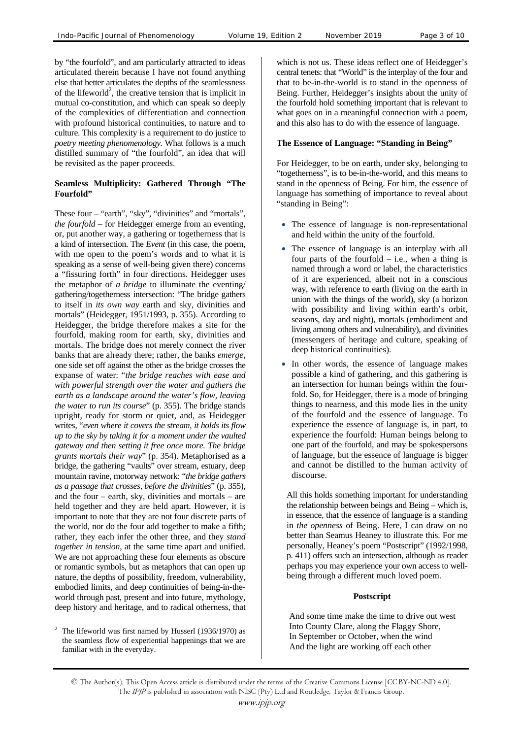by "the fourfold", and am particularly attracted to ideas articulated therein because I have not found anything else that better articulates the depths of the seamlessness of the lifeworld[2], the creative tension that is implicit in mutual co-constitution, and which can speak so deeply of the complexities of differentiation and connection with profound historical continuities, to nature and to culture. This complexity is a requirement to do justice to *poetry meeting phenomenology*. What follows is a much distilled summary of "the fourfold", an idea that will be revisited as the paper proceeds.

### Seamless Multiplicity: Gathered Through "The Fourfold"

These four – "earth", "sky", "divinities" and "mortals", *the fourfold* – for Heidegger emerge from an eventing, or, put another way, a gathering or togetherness that is a kind of intersection. The *Event* (in this case, the poem, with me open to the poem's words and to what it is speaking as a sense of well-being given there) concerns a "fissuring forth" in four directions. Heidegger uses the metaphor of *a bridge* to illuminate the eventing/ gathering/togetherness intersection: "The bridge gathers to itself in *its own way* earth and sky, divinities and mortals" (Heidegger, 1951/1993, p. 355). According to Heidegger, the bridge therefore makes a site for the fourfold, making room for earth, sky, divinities and mortals. The bridge does not merely connect the river banks that are already there; rather, the banks *emerge*, one side set off against the other as the bridge crosses the expanse of water: "*the bridge reaches with ease and with powerful strength over the water and gathers the earth as a landscape around the water's flow, leaving the water to run its course*" (p. 355). The bridge stands upright, ready for storm or quiet, and, as Heidegger writes, "*even where it covers the stream, it holds its flow up to the sky by taking it for a moment under the vaulted gateway and then setting it free once more. The bridge grants mortals their way*" (p. 354). Metaphorised as a bridge, the gathering "vaults" over stream, estuary, deep mountain ravine, motorway network: "*the bridge gathers as a passage that crosses, before the divinities*" (p. 355), and the four – earth, sky, divinities and mortals – are held together and they are held apart. However, it is important to note that they are not four discrete parts of the world, nor do the four add together to make a fifth; rather, they each infer the other three, and they *stand together in tension*, at the same time apart and unified. We are not approaching these four elements as obscure or romantic symbols, but as metaphors that can open up nature, the depths of possibility, freedom, vulnerability, embodied limits, and deep continuities of being-in-the-world through past, present and into future, mythology, deep history and heritage, and to radical otherness, that which is not us. These ideas reflect one of Heidegger's central tenets: that "World" is the interplay of the four and that to be-in-the-world is to stand in the openness of Being. Further, Heidegger's insights about the unity of the fourfold hold something important that is relevant to what goes on in a meaningful connection with a poem, and this also has to do with the essence of language.

### The Essence of Language: "Standing in Being"

For Heidegger, to be on earth, under sky, belonging to "togetherness", is to be-in-the-world, and this means to stand in the openness of Being. For him, the essence of language has something of importance to reveal about "standing in Being":

- The essence of language is non-representational and held within the unity of the fourfold.
- The essence of language is an interplay with all four parts of the fourfold – i.e., when a thing is named through a word or label, the characteristics of it are experienced, albeit not in a conscious way, with reference to earth (living on the earth in union with the things of the world), sky (a horizon with possibility and living within earth's orbit, seasons, day and night), mortals (embodiment and living among others and vulnerability), and divinities (messengers of heritage and culture, speaking of deep historical continuities).
- In other words, the essence of language makes possible a kind of gathering, and this gathering is an intersection for human beings within the fourfold. So, for Heidegger, there is a mode of bringing things to nearness, and this mode lies in the unity of the fourfold and the essence of language. To experience the essence of language is, in part, to experience the fourfold: Human beings belong to one part of the fourfold, and may be spokespersons of language, but the essence of language is bigger and cannot be distilled to the human activity of discourse.

All this holds something important for understanding the relationship between beings and Being – which is, in essence, that the essence of language is a standing in *the openness* of Being. Here, I can draw on no better than Seamus Heaney to illustrate this. For me personally, Heaney's poem "Postscript" (1992/1998, p. 411) offers such an intersection, although as reader perhaps you may experience your own access to well-being through a different much loved poem.

**Postscript**

And some time make the time to drive out west
Into County Clare, along the Flaggy Shore,
In September or October, when the wind
And the light are working off each other

---

[2] The lifeworld was first named by Husserl (1936/1970) as the seamless flow of experiential happenings that we are familiar with in the everyday.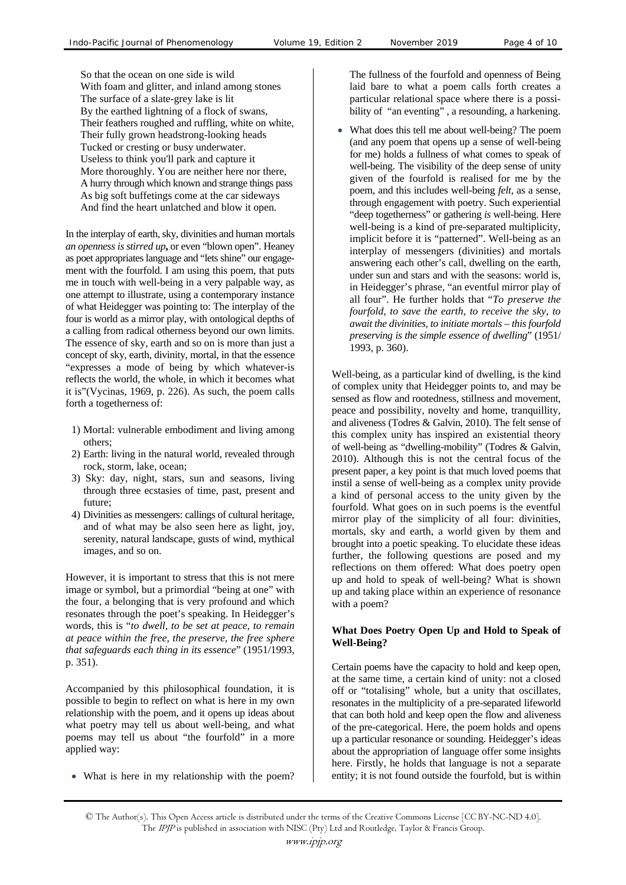So that the ocean on one side is wild
With foam and glitter, and inland among stones
The surface of a slate-grey lake is lit
By the earthed lightning of a flock of swans,
Their feathers roughed and ruffling, white on white,
Their fully grown headstrong-looking heads
Tucked or cresting or busy underwater.
Useless to think you'll park and capture it
More thoroughly. You are neither here nor there,
A hurry through which known and strange things pass
As big soft buffetings come at the car sideways
And find the heart unlatched and blow it open.

In the interplay of earth, sky, divinities and human mortals *an openness is stirred up***,** or even "blown open". Heaney as poet appropriates language and "lets shine" our engagement with the fourfold. I am using this poem, that puts me in touch with well-being in a very palpable way, as one attempt to illustrate, using a contemporary instance of what Heidegger was pointing to: The interplay of the four is world as a mirror play, with ontological depths of a calling from radical otherness beyond our own limits. The essence of sky, earth and so on is more than just a concept of sky, earth, divinity, mortal, in that the essence "expresses a mode of being by which whatever-is reflects the world, the whole, in which it becomes what it is"(Vycinas, 1969, p. 226). As such, the poem calls forth a togetherness of:

1) Mortal: vulnerable embodiment and living among others;
2) Earth: living in the natural world, revealed through rock, storm, lake, ocean;
3) Sky: day, night, stars, sun and seasons, living through three ecstasies of time, past, present and future;
4) Divinities as messengers: callings of cultural heritage, and of what may be also seen here as light, joy, serenity, natural landscape, gusts of wind, mythical images, and so on.

However, it is important to stress that this is not mere image or symbol, but a primordial "being at one" with the four, a belonging that is very profound and which resonates through the poet's speaking. In Heidegger's words, this is "*to dwell, to be set at peace, to remain at peace within the free, the preserve, the free sphere that safeguards each thing in its essence*" (1951/1993, p. 351).

Accompanied by this philosophical foundation, it is possible to begin to reflect on what is here in my own relationship with the poem, and it opens up ideas about what poetry may tell us about well-being, and what poems may tell us about "the fourfold" in a more applied way:

- What is here in my relationship with the poem? The fullness of the fourfold and openness of Being laid bare to what a poem calls forth creates a particular relational space where there is a possibility of "an eventing" , a resounding, a harkening.
- What does this tell me about well-being? The poem (and any poem that opens up a sense of well-being for me) holds a fullness of what comes to speak of well-being. The visibility of the deep sense of unity given of the fourfold is realised for me by the poem, and this includes well-being *felt*, as a sense, through engagement with poetry. Such experiential "deep togetherness" or gathering *is* well-being. Here well-being is a kind of pre-separated multiplicity, implicit before it is "patterned". Well-being as an interplay of messengers (divinities) and mortals answering each other's call, dwelling on the earth, under sun and stars and with the seasons: world is, in Heidegger's phrase, "an eventful mirror play of all four". He further holds that "*To preserve the fourfold, to save the earth, to receive the sky, to await the divinities, to initiate mortals – this fourfold preserving is the simple essence of dwelling*" (1951/1993, p. 360).

Well-being, as a particular kind of dwelling, is the kind of complex unity that Heidegger points to, and may be sensed as flow and rootedness, stillness and movement, peace and possibility, novelty and home, tranquillity, and aliveness (Todres & Galvin, 2010). The felt sense of this complex unity has inspired an existential theory of well-being as "dwelling-mobility" (Todres & Galvin, 2010). Although this is not the central focus of the present paper, a key point is that much loved poems that instil a sense of well-being as a complex unity provide a kind of personal access to the unity given by the fourfold. What goes on in such poems is the eventful mirror play of the simplicity of all four: divinities, mortals, sky and earth, a world given by them and brought into a poetic speaking. To elucidate these ideas further, the following questions are posed and my reflections on them offered: What does poetry open up and hold to speak of well-being? What is shown up and taking place within an experience of resonance with a poem?

### What Does Poetry Open Up and Hold to Speak of Well-Being?

Certain poems have the capacity to hold and keep open, at the same time, a certain kind of unity: not a closed off or "totalising" whole, but a unity that oscillates, resonates in the multiplicity of a pre-separated lifeworld that can both hold and keep open the flow and aliveness of the pre-categorical. Here, the poem holds and opens up a particular resonance or sounding. Heidegger's ideas about the appropriation of language offer some insights here. Firstly, he holds that language is not a separate entity; it is not found outside the fourfold, but is within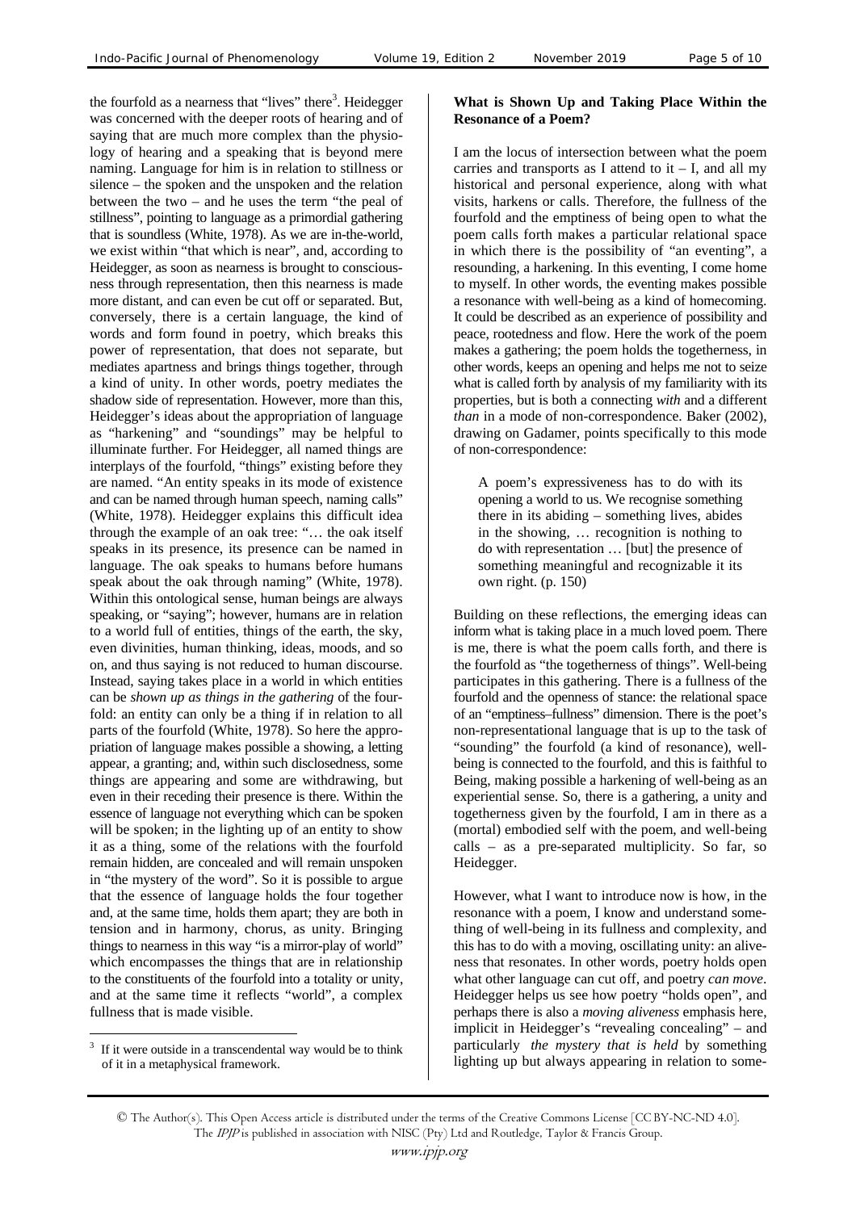the fourfold as a nearness that "lives" there[3]. Heidegger was concerned with the deeper roots of hearing and of saying that are much more complex than the physiology of hearing and a speaking that is beyond mere naming. Language for him is in relation to stillness or silence – the spoken and the unspoken and the relation between the two – and he uses the term "the peal of stillness", pointing to language as a primordial gathering that is soundless (White, 1978). As we are in-the-world, we exist within "that which is near", and, according to Heidegger, as soon as nearness is brought to consciousness through representation, then this nearness is made more distant, and can even be cut off or separated. But, conversely, there is a certain language, the kind of words and form found in poetry, which breaks this power of representation, that does not separate, but mediates apartness and brings things together, through a kind of unity. In other words, poetry mediates the shadow side of representation. However, more than this, Heidegger's ideas about the appropriation of language as "harkening" and "soundings" may be helpful to illuminate further. For Heidegger, all named things are interplays of the fourfold, "things" existing before they are named. "An entity speaks in its mode of existence and can be named through human speech, naming calls" (White, 1978). Heidegger explains this difficult idea through the example of an oak tree: "… the oak itself speaks in its presence, its presence can be named in language. The oak speaks to humans before humans speak about the oak through naming" (White, 1978). Within this ontological sense, human beings are always speaking, or "saying"; however, humans are in relation to a world full of entities, things of the earth, the sky, even divinities, human thinking, ideas, moods, and so on, and thus saying is not reduced to human discourse. Instead, saying takes place in a world in which entities can be *shown up as things in the gathering* of the fourfold: an entity can only be a thing if in relation to all parts of the fourfold (White, 1978). So here the appropriation of language makes possible a showing, a letting appear, a granting; and, within such disclosedness, some things are appearing and some are withdrawing, but even in their receding their presence is there. Within the essence of language not everything which can be spoken will be spoken; in the lighting up of an entity to show it as a thing, some of the relations with the fourfold remain hidden, are concealed and will remain unspoken in "the mystery of the word". So it is possible to argue that the essence of language holds the four together and, at the same time, holds them apart; they are both in tension and in harmony, chorus, as unity. Bringing things to nearness in this way "is a mirror-play of world" which encompasses the things that are in relationship to the constituents of the fourfold into a totality or unity, and at the same time it reflects "world", a complex fullness that is made visible.

[3] If it were outside in a transcendental way would be to think of it in a metaphysical framework.

**What is Shown Up and Taking Place Within the Resonance of a Poem?**

I am the locus of intersection between what the poem carries and transports as I attend to it – I, and all my historical and personal experience, along with what visits, harkens or calls. Therefore, the fullness of the fourfold and the emptiness of being open to what the poem calls forth makes a particular relational space in which there is the possibility of "an eventing", a resounding, a harkening. In this eventing, I come home to myself. In other words, the eventing makes possible a resonance with well-being as a kind of homecoming. It could be described as an experience of possibility and peace, rootedness and flow. Here the work of the poem makes a gathering; the poem holds the togetherness, in other words, keeps an opening and helps me not to seize what is called forth by analysis of my familiarity with its properties, but is both a connecting *with* and a different *than* in a mode of non-correspondence. Baker (2002), drawing on Gadamer, points specifically to this mode of non-correspondence:

> A poem's expressiveness has to do with its opening a world to us. We recognise something there in its abiding – something lives, abides in the showing, … recognition is nothing to do with representation … [but] the presence of something meaningful and recognizable it its own right. (p. 150)

Building on these reflections, the emerging ideas can inform what is taking place in a much loved poem. There is me, there is what the poem calls forth, and there is the fourfold as "the togetherness of things". Well-being participates in this gathering. There is a fullness of the fourfold and the openness of stance: the relational space of an "emptiness–fullness" dimension. There is the poet's non-representational language that is up to the task of "sounding" the fourfold (a kind of resonance), well-being is connected to the fourfold, and this is faithful to Being, making possible a harkening of well-being as an experiential sense. So, there is a gathering, a unity and togetherness given by the fourfold, I am in there as a (mortal) embodied self with the poem, and well-being calls – as a pre-separated multiplicity. So far, so Heidegger.

However, what I want to introduce now is how, in the resonance with a poem, I know and understand something of well-being in its fullness and complexity, and this has to do with a moving, oscillating unity: an aliveness that resonates. In other words, poetry holds open what other language can cut off, and poetry *can move*. Heidegger helps us see how poetry "holds open", and perhaps there is also a *moving aliveness* emphasis here, implicit in Heidegger's "revealing concealing" – and particularly *the mystery that is held* by something lighting up but always appearing in relation to some-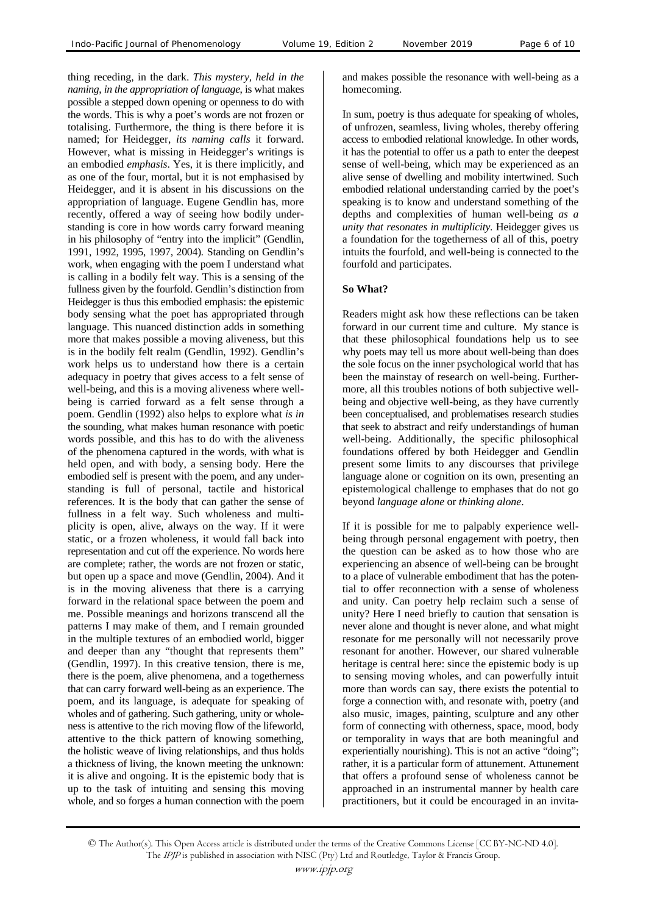thing receding, in the dark. *This mystery, held in the naming, in the appropriation of language*, is what makes possible a stepped down opening or openness to do with the words. This is why a poet's words are not frozen or totalising. Furthermore, the thing is there before it is named; for Heidegger, *its naming calls* it forward. However, what is missing in Heidegger's writings is an embodied *emphasis*. Yes, it is there implicitly, and as one of the four, mortal, but it is not emphasised by Heidegger, and it is absent in his discussions on the appropriation of language. Eugene Gendlin has, more recently, offered a way of seeing how bodily understanding is core in how words carry forward meaning in his philosophy of "entry into the implicit" (Gendlin, 1991, 1992, 1995, 1997, 2004). Standing on Gendlin's work, *w*hen engaging with the poem I understand what is calling in a bodily felt way. This is a sensing of the fullness given by the fourfold. Gendlin's distinction from Heidegger is thus this embodied emphasis: the epistemic body sensing what the poet has appropriated through language. This nuanced distinction adds in something more that makes possible a moving aliveness, but this is in the bodily felt realm (Gendlin, 1992). Gendlin's work helps us to understand how there is a certain adequacy in poetry that gives access to a felt sense of well-being, and this is a moving aliveness where well-being is carried forward as a felt sense through a poem. Gendlin (1992) also helps to explore what *is in* the sounding, what makes human resonance with poetic words possible, and this has to do with the aliveness of the phenomena captured in the words, with what is held open, and with body, a sensing body. Here the embodied self is present with the poem, and any understanding is full of personal, tactile and historical references. It is the body that can gather the sense of fullness in a felt way. Such wholeness and multiplicity is open, alive, always on the way. If it were static, or a frozen wholeness, it would fall back into representation and cut off the experience. No words here are complete; rather, the words are not frozen or static, but open up a space and move (Gendlin, 2004). And it is in the moving aliveness that there is a carrying forward in the relational space between the poem and me. Possible meanings and horizons transcend all the patterns I may make of them, and I remain grounded in the multiple textures of an embodied world, bigger and deeper than any "thought that represents them" (Gendlin, 1997). In this creative tension, there is me, there is the poem, alive phenomena, and a togetherness that can carry forward well-being as an experience. The poem, and its language, is adequate for speaking of wholes and of gathering. Such gathering, unity or wholeness is attentive to the rich moving flow of the lifeworld, attentive to the thick pattern of knowing something, the holistic weave of living relationships, and thus holds a thickness of living, the known meeting the unknown: it is alive and ongoing. It is the epistemic body that is up to the task of intuiting and sensing this moving whole, and so forges a human connection with the poem and makes possible the resonance with well-being as a homecoming.

In sum, poetry is thus adequate for speaking of wholes, of unfrozen, seamless, living wholes, thereby offering access to embodied relational knowledge. In other words, it has the potential to offer us a path to enter the deepest sense of well-being, which may be experienced as an alive sense of dwelling and mobility intertwined. Such embodied relational understanding carried by the poet's speaking is to know and understand something of the depths and complexities of human well-being *as a unity that resonates in multiplicity*. Heidegger gives us a foundation for the togetherness of all of this, poetry intuits the fourfold, and well-being is connected to the fourfold and participates.

## So What?

Readers might ask how these reflections can be taken forward in our current time and culture. My stance is that these philosophical foundations help us to see why poets may tell us more about well-being than does the sole focus on the inner psychological world that has been the mainstay of research on well-being. Furthermore, all this troubles notions of both subjective well-being and objective well-being, as they have currently been conceptualised, and problematises research studies that seek to abstract and reify understandings of human well-being. Additionally, the specific philosophical foundations offered by both Heidegger and Gendlin present some limits to any discourses that privilege language alone or cognition on its own, presenting an epistemological challenge to emphases that do not go beyond *language alone* or *thinking alone*.

If it is possible for me to palpably experience well-being through personal engagement with poetry, then the question can be asked as to how those who are experiencing an absence of well-being can be brought to a place of vulnerable embodiment that has the potential to offer reconnection with a sense of wholeness and unity. Can poetry help reclaim such a sense of unity? Here I need briefly to caution that sensation is never alone and thought is never alone, and what might resonate for me personally will not necessarily prove resonant for another. However, our shared vulnerable heritage is central here: since the epistemic body is up to sensing moving wholes, and can powerfully intuit more than words can say, there exists the potential to forge a connection with, and resonate with, poetry (and also music, images, painting, sculpture and any other form of connecting with otherness, space, mood, body or temporality in ways that are both meaningful and experientially nourishing). This is not an active "doing"; rather, it is a particular form of attunement. Attunement that offers a profound sense of wholeness cannot be approached in an instrumental manner by health care practitioners, but it could be encouraged in an invita-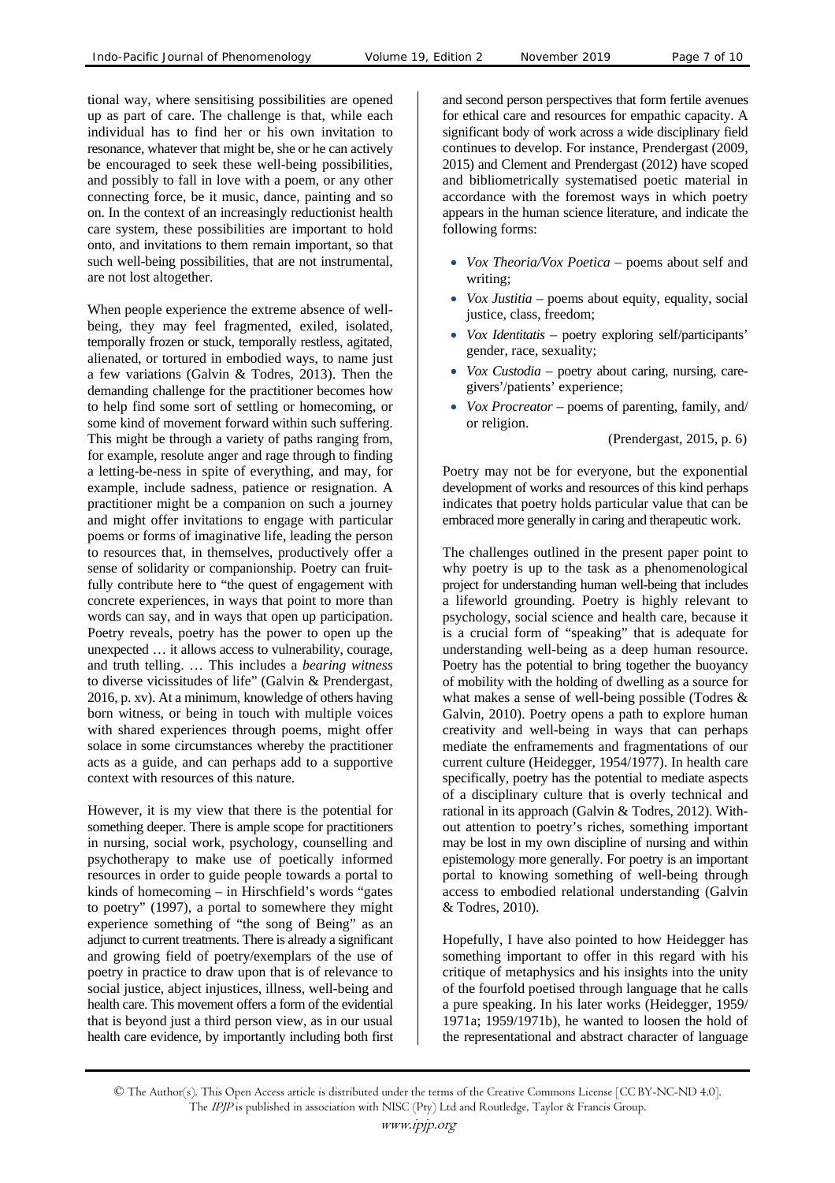tional way, where sensitising possibilities are opened up as part of care. The challenge is that, while each individual has to find her or his own invitation to resonance, whatever that might be, she or he can actively be encouraged to seek these well-being possibilities, and possibly to fall in love with a poem, or any other connecting force, be it music, dance, painting and so on. In the context of an increasingly reductionist health care system, these possibilities are important to hold onto, and invitations to them remain important, so that such well-being possibilities, that are not instrumental, are not lost altogether.

When people experience the extreme absence of well-being, they may feel fragmented, exiled, isolated, temporally frozen or stuck, temporally restless, agitated, alienated, or tortured in embodied ways, to name just a few variations (Galvin & Todres, 2013). Then the demanding challenge for the practitioner becomes how to help find some sort of settling or homecoming, or some kind of movement forward within such suffering. This might be through a variety of paths ranging from, for example, resolute anger and rage through to finding a letting-be-ness in spite of everything, and may, for example, include sadness, patience or resignation. A practitioner might be a companion on such a journey and might offer invitations to engage with particular poems or forms of imaginative life, leading the person to resources that, in themselves, productively offer a sense of solidarity or companionship. Poetry can fruitfully contribute here to "the quest of engagement with concrete experiences, in ways that point to more than words can say, and in ways that open up participation. Poetry reveals, poetry has the power to open up the unexpected … it allows access to vulnerability, courage, and truth telling. … This includes a *bearing witness* to diverse vicissitudes of life" (Galvin & Prendergast, 2016, p. xv). At a minimum, knowledge of others having born witness, or being in touch with multiple voices with shared experiences through poems, might offer solace in some circumstances whereby the practitioner acts as a guide, and can perhaps add to a supportive context with resources of this nature.

However, it is my view that there is the potential for something deeper. There is ample scope for practitioners in nursing, social work, psychology, counselling and psychotherapy to make use of poetically informed resources in order to guide people towards a portal to kinds of homecoming – in Hirschfield's words "gates to poetry" (1997), a portal to somewhere they might experience something of "the song of Being" as an adjunct to current treatments. There is already a significant and growing field of poetry/exemplars of the use of poetry in practice to draw upon that is of relevance to social justice, abject injustices, illness, well-being and health care. This movement offers a form of the evidential that is beyond just a third person view, as in our usual health care evidence, by importantly including both first and second person perspectives that form fertile avenues for ethical care and resources for empathic capacity. A significant body of work across a wide disciplinary field continues to develop. For instance, Prendergast (2009, 2015) and Clement and Prendergast (2012) have scoped and bibliometrically systematised poetic material in accordance with the foremost ways in which poetry appears in the human science literature, and indicate the following forms:

- *Vox Theoria/Vox Poetica* – poems about self and writing;
- *Vox Justitia* – poems about equity, equality, social justice, class, freedom;
- *Vox Identitatis* – poetry exploring self/participants' gender, race, sexuality;
- *Vox Custodia* – poetry about caring, nursing, care-givers'/patients' experience;
- *Vox Procreator* – poems of parenting, family, and/or religion.

(Prendergast, 2015, p. 6)

Poetry may not be for everyone, but the exponential development of works and resources of this kind perhaps indicates that poetry holds particular value that can be embraced more generally in caring and therapeutic work.

The challenges outlined in the present paper point to why poetry is up to the task as a phenomenological project for understanding human well-being that includes a lifeworld grounding. Poetry is highly relevant to psychology, social science and health care, because it is a crucial form of "speaking" that is adequate for understanding well-being as a deep human resource. Poetry has the potential to bring together the buoyancy of mobility with the holding of dwelling as a source for what makes a sense of well-being possible (Todres & Galvin, 2010). Poetry opens a path to explore human creativity and well-being in ways that can perhaps mediate the enframements and fragmentations of our current culture (Heidegger, 1954/1977). In health care specifically, poetry has the potential to mediate aspects of a disciplinary culture that is overly technical and rational in its approach (Galvin & Todres, 2012). Without attention to poetry's riches, something important may be lost in my own discipline of nursing and within epistemology more generally. For poetry is an important portal to knowing something of well-being through access to embodied relational understanding (Galvin & Todres, 2010).

Hopefully, I have also pointed to how Heidegger has something important to offer in this regard with his critique of metaphysics and his insights into the unity of the fourfold poetised through language that he calls a pure speaking. In his later works (Heidegger, 1959/1971a; 1959/1971b), he wanted to loosen the hold of the representational and abstract character of language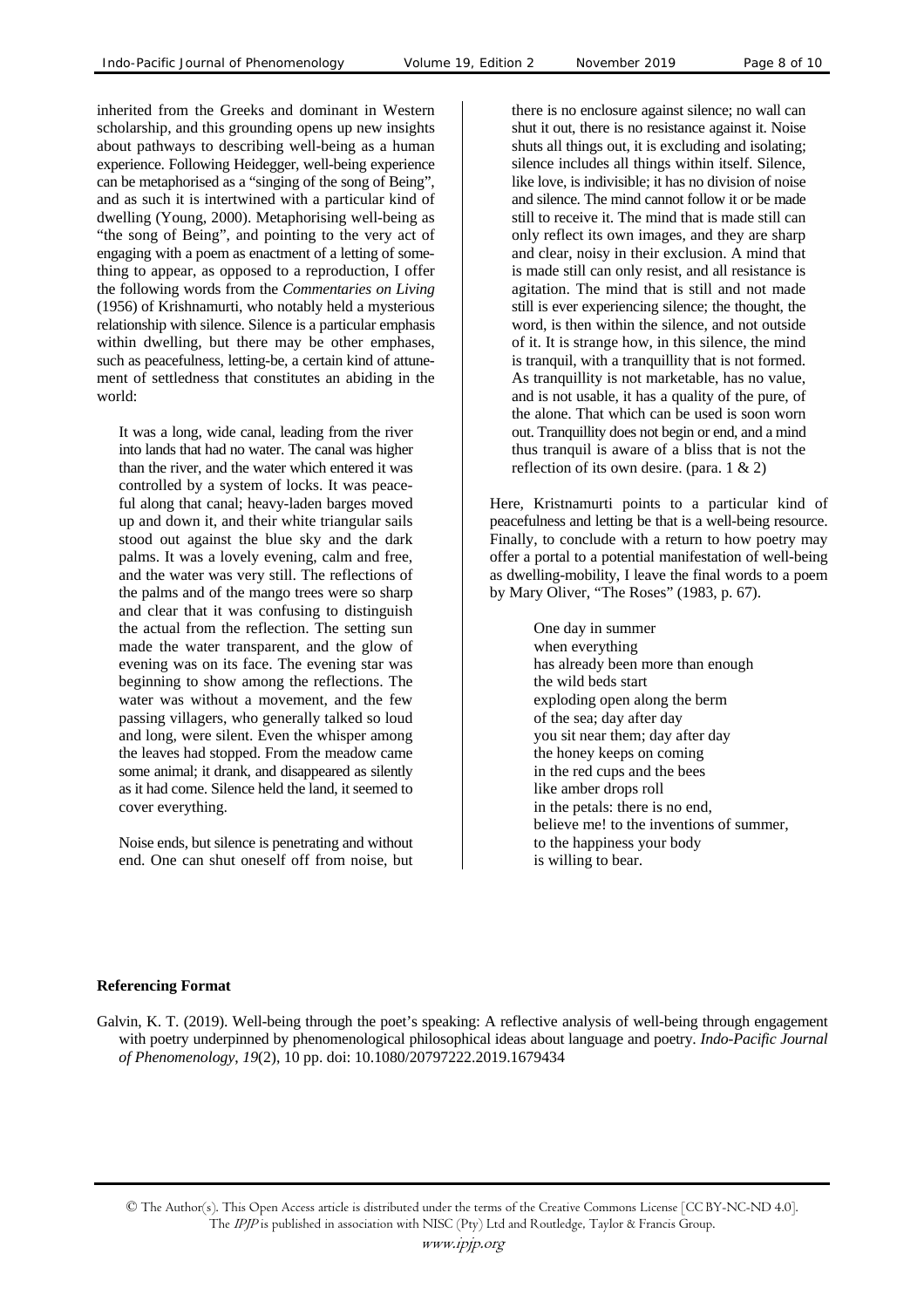inherited from the Greeks and dominant in Western scholarship, and this grounding opens up new insights about pathways to describing well-being as a human experience. Following Heidegger, well-being experience can be metaphorised as a "singing of the song of Being", and as such it is intertwined with a particular kind of dwelling (Young, 2000). Metaphorising well-being as "the song of Being", and pointing to the very act of engaging with a poem as enactment of a letting of something to appear, as opposed to a reproduction, I offer the following words from the *Commentaries on Living* (1956) of Krishnamurti, who notably held a mysterious relationship with silence. Silence is a particular emphasis within dwelling, but there may be other emphases, such as peacefulness, letting-be, a certain kind of attunement of settledness that constitutes an abiding in the world:

> It was a long, wide canal, leading from the river into lands that had no water. The canal was higher than the river, and the water which entered it was controlled by a system of locks. It was peaceful along that canal; heavy-laden barges moved up and down it, and their white triangular sails stood out against the blue sky and the dark palms. It was a lovely evening, calm and free, and the water was very still. The reflections of the palms and of the mango trees were so sharp and clear that it was confusing to distinguish the actual from the reflection. The setting sun made the water transparent, and the glow of evening was on its face. The evening star was beginning to show among the reflections. The water was without a movement, and the few passing villagers, who generally talked so loud and long, were silent. Even the whisper among the leaves had stopped. From the meadow came some animal; it drank, and disappeared as silently as it had come. Silence held the land, it seemed to cover everything.
>
> Noise ends, but silence is penetrating and without end. One can shut oneself off from noise, but there is no enclosure against silence; no wall can shut it out, there is no resistance against it. Noise shuts all things out, it is excluding and isolating; silence includes all things within itself. Silence, like love, is indivisible; it has no division of noise and silence. The mind cannot follow it or be made still to receive it. The mind that is made still can only reflect its own images, and they are sharp and clear, noisy in their exclusion. A mind that is made still can only resist, and all resistance is agitation. The mind that is still and not made still is ever experiencing silence; the thought, the word, is then within the silence, and not outside of it. It is strange how, in this silence, the mind is tranquil, with a tranquillity that is not formed. As tranquillity is not marketable, has no value, and is not usable, it has a quality of the pure, of the alone. That which can be used is soon worn out. Tranquillity does not begin or end, and a mind thus tranquil is aware of a bliss that is not the reflection of its own desire. (para. 1 & 2)

Here, Kristnamurti points to a particular kind of peacefulness and letting be that is a well-being resource. Finally, to conclude with a return to how poetry may offer a portal to a potential manifestation of well-being as dwelling-mobility, I leave the final words to a poem by Mary Oliver, "The Roses" (1983, p. 67).

> One day in summer
> when everything
> has already been more than enough
> the wild beds start
> exploding open along the berm
> of the sea; day after day
> you sit near them; day after day
> the honey keeps on coming
> in the red cups and the bees
> like amber drops roll
> in the petals: there is no end,
> believe me! to the inventions of summer,
> to the happiness your body
> is willing to bear.

**Referencing Format**

Galvin, K. T. (2019). Well-being through the poet's speaking: A reflective analysis of well-being through engagement with poetry underpinned by phenomenological philosophical ideas about language and poetry. *Indo-Pacific Journal of Phenomenology*, *19*(2), 10 pp. doi: 10.1080/20797222.2019.1679434

© The Author(s). This Open Access article is distributed under the terms of the Creative Commons License [CC BY-NC-ND 4.0]. The *IPJP* is published in association with NISC (Pty) Ltd and Routledge, Taylor & Francis Group.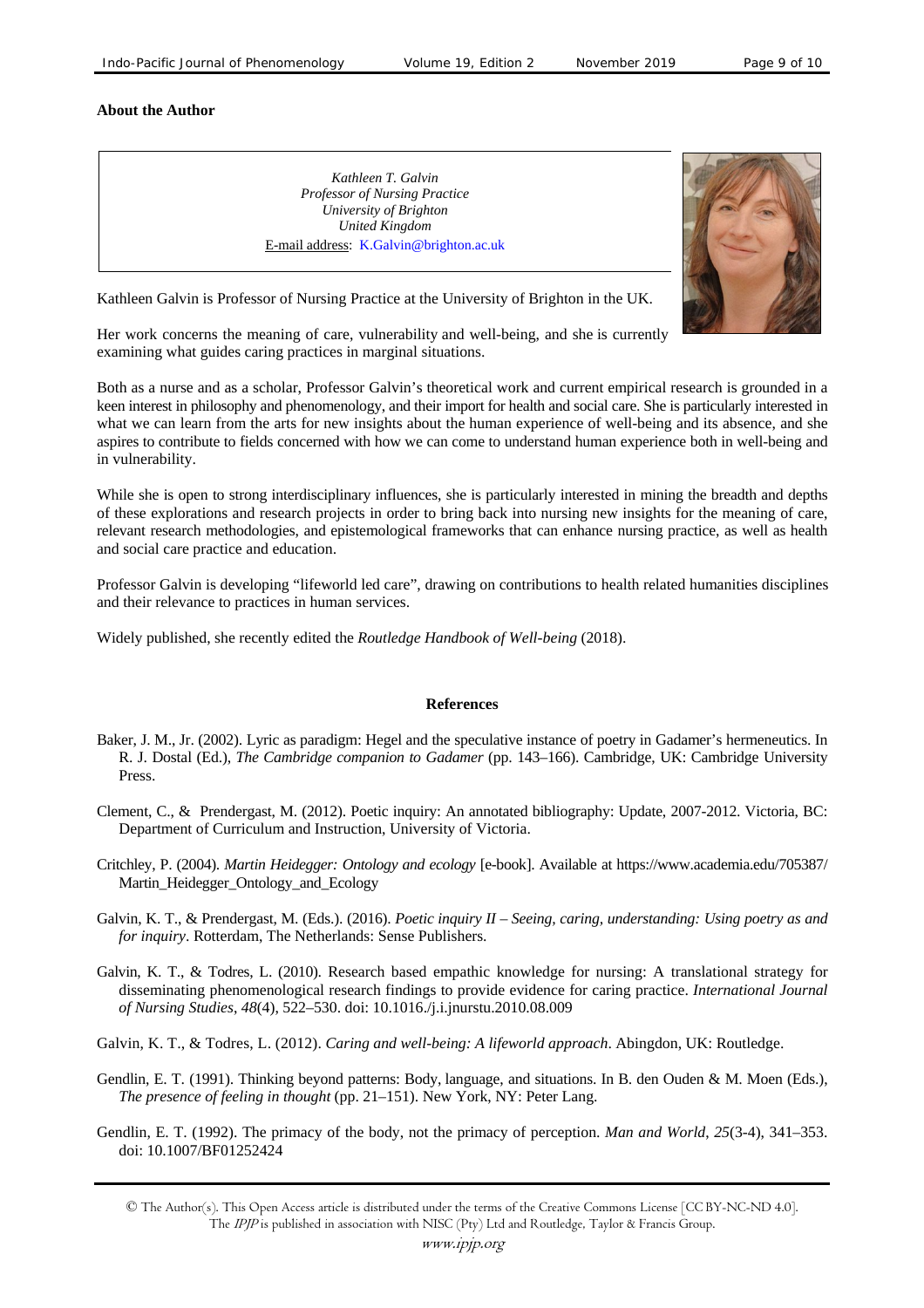**About the Author**

*Kathleen T. Galvin*
*Professor of Nursing Practice*
*University of Brighton*
*United Kingdom*
E-mail address: K.Galvin@brighton.ac.uk

Kathleen Galvin is Professor of Nursing Practice at the University of Brighton in the UK.

Her work concerns the meaning of care, vulnerability and well-being, and she is currently examining what guides caring practices in marginal situations.

Both as a nurse and as a scholar, Professor Galvin's theoretical work and current empirical research is grounded in a keen interest in philosophy and phenomenology, and their import for health and social care. She is particularly interested in what we can learn from the arts for new insights about the human experience of well-being and its absence, and she aspires to contribute to fields concerned with how we can come to understand human experience both in well-being and in vulnerability.

While she is open to strong interdisciplinary influences, she is particularly interested in mining the breadth and depths of these explorations and research projects in order to bring back into nursing new insights for the meaning of care, relevant research methodologies, and epistemological frameworks that can enhance nursing practice, as well as health and social care practice and education.

Professor Galvin is developing "lifeworld led care", drawing on contributions to health related humanities disciplines and their relevance to practices in human services.

Widely published, she recently edited the *Routledge Handbook of Well-being* (2018).

**References**

Baker, J. M., Jr. (2002). Lyric as paradigm: Hegel and the speculative instance of poetry in Gadamer's hermeneutics. In R. J. Dostal (Ed.), *The Cambridge companion to Gadamer* (pp. 143–166). Cambridge, UK: Cambridge University Press.

Clement, C., & Prendergast, M. (2012). Poetic inquiry: An annotated bibliography: Update, 2007-2012. Victoria, BC: Department of Curriculum and Instruction, University of Victoria.

Critchley, P. (2004). *Martin Heidegger: Ontology and ecology* [e-book]. Available at https://www.academia.edu/705387/Martin_Heidegger_Ontology_and_Ecology

Galvin, K. T., & Prendergast, M. (Eds.). (2016). *Poetic inquiry II – Seeing, caring, understanding: Using poetry as and for inquiry*. Rotterdam, The Netherlands: Sense Publishers.

Galvin, K. T., & Todres, L. (2010). Research based empathic knowledge for nursing: A translational strategy for disseminating phenomenological research findings to provide evidence for caring practice. *International Journal of Nursing Studies*, *48*(4), 522–530. doi: 10.1016./j.i.jnurstu.2010.08.009

Galvin, K. T., & Todres, L. (2012). *Caring and well-being: A lifeworld approach*. Abingdon, UK: Routledge.

Gendlin, E. T. (1991). Thinking beyond patterns: Body, language, and situations. In B. den Ouden & M. Moen (Eds.), *The presence of feeling in thought* (pp. 21–151). New York, NY: Peter Lang.

Gendlin, E. T. (1992). The primacy of the body, not the primacy of perception. *Man and World*, *25*(3-4), 341–353. doi: 10.1007/BF01252424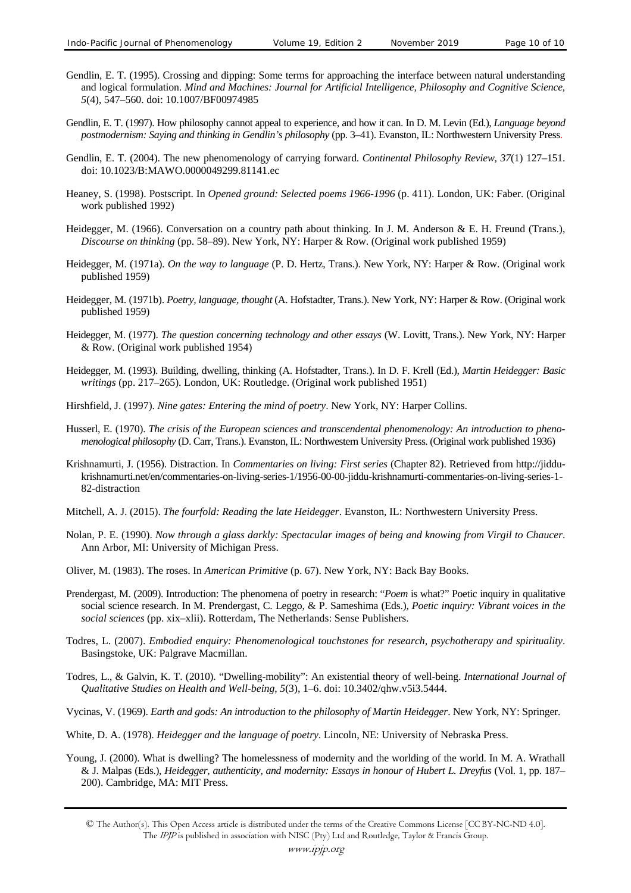Gendlin, E. T. (1995). Crossing and dipping: Some terms for approaching the interface between natural understanding and logical formulation. *Mind and Machines: Journal for Artificial Intelligence, Philosophy and Cognitive Science*, *5*(4), 547–560. doi: 10.1007/BF00974985

Gendlin, E. T. (1997). How philosophy cannot appeal to experience, and how it can. In D. M. Levin (Ed.), *Language beyond postmodernism: Saying and thinking in Gendlin's philosophy* (pp. 3–41). Evanston, IL: Northwestern University Press.

Gendlin, E. T. (2004). The new phenomenology of carrying forward. *Continental Philosophy Review*, *37*(1) 127–151. doi: 10.1023/B:MAWO.0000049299.81141.ec

Heaney, S. (1998). Postscript. In *Opened ground: Selected poems 1966-1996* (p. 411). London, UK: Faber. (Original work published 1992)

Heidegger, M. (1966). Conversation on a country path about thinking. In J. M. Anderson & E. H. Freund (Trans.), *Discourse on thinking* (pp. 58–89). New York, NY: Harper & Row. (Original work published 1959)

Heidegger, M. (1971a). *On the way to language* (P. D. Hertz, Trans.). New York, NY: Harper & Row. (Original work published 1959)

Heidegger, M. (1971b). *Poetry, language, thought* (A. Hofstadter, Trans.). New York, NY: Harper & Row. (Original work published 1959)

Heidegger, M. (1977). *The question concerning technology and other essays* (W. Lovitt, Trans.). New York, NY: Harper & Row. (Original work published 1954)

Heidegger, M. (1993). Building, dwelling, thinking (A. Hofstadter, Trans.). In D. F. Krell (Ed.), *Martin Heidegger: Basic writings* (pp. 217–265). London, UK: Routledge. (Original work published 1951)

Hirshfield, J. (1997). *Nine gates: Entering the mind of poetry*. New York, NY: Harper Collins.

Husserl, E. (1970). *The crisis of the European sciences and transcendental phenomenology: An introduction to phenomenological philosophy* (D. Carr, Trans.). Evanston, IL: Northwestern University Press. (Original work published 1936)

Krishnamurti, J. (1956). Distraction. In *Commentaries on living: First series* (Chapter 82). Retrieved from http://jiddu-krishnamurti.net/en/commentaries-on-living-series-1/1956-00-00-jiddu-krishnamurti-commentaries-on-living-series-1-82-distraction

Mitchell, A. J. (2015). *The fourfold: Reading the late Heidegger*. Evanston, IL: Northwestern University Press.

Nolan, P. E. (1990). *Now through a glass darkly: Spectacular images of being and knowing from Virgil to Chaucer*. Ann Arbor, MI: University of Michigan Press.

Oliver, M. (1983). The roses. In *American Primitive* (p. 67). New York, NY: Back Bay Books.

Prendergast, M. (2009). Introduction: The phenomena of poetry in research: "*Poem* is what?" Poetic inquiry in qualitative social science research. In M. Prendergast, C. Leggo, & P. Sameshima (Eds.), *Poetic inquiry: Vibrant voices in the social sciences* (pp. xix–xlii). Rotterdam, The Netherlands: Sense Publishers.

Todres, L. (2007). *Embodied enquiry: Phenomenological touchstones for research, psychotherapy and spirituality*. Basingstoke, UK: Palgrave Macmillan.

Todres, L., & Galvin, K. T. (2010). "Dwelling-mobility": An existential theory of well-being. *International Journal of Qualitative Studies on Health and Well-being*, *5*(3), 1–6. doi: 10.3402/qhw.v5i3.5444.

Vycinas, V. (1969). *Earth and gods: An introduction to the philosophy of Martin Heidegger*. New York, NY: Springer.

White, D. A. (1978). *Heidegger and the language of poetry*. Lincoln, NE: University of Nebraska Press.

Young, J. (2000). What is dwelling? The homelessness of modernity and the worlding of the world. In M. A. Wrathall & J. Malpas (Eds.), *Heidegger, authenticity, and modernity: Essays in honour of Hubert L. Dreyfus* (Vol. 1, pp. 187–200). Cambridge, MA: MIT Press.

© The Author(s). This Open Access article is distributed under the terms of the Creative Commons License [CC BY-NC-ND 4.0]. The *IPJP* is published in association with NISC (Pty) Ltd and Routledge, Taylor & Francis Group.